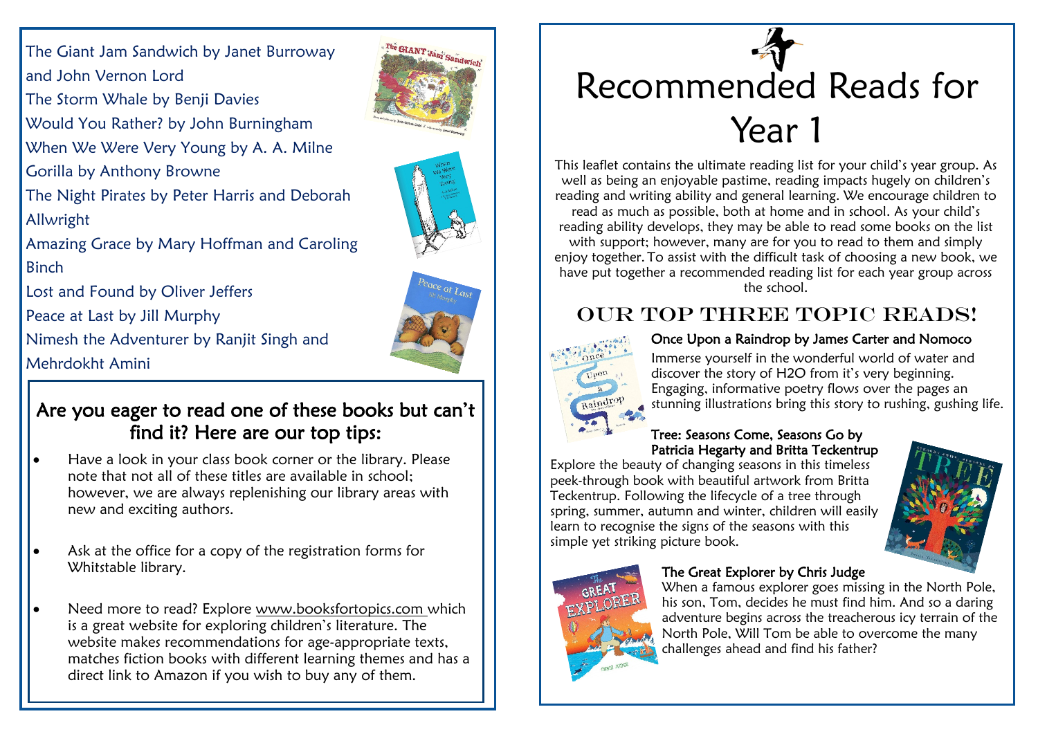The Giant Jam Sandwich by Janet Burroway and John Vernon Lord
The Storm Whale by Benji Davies
Would You Rather? by John Burningham
When We Were Very Young by A. A. Milne
Gorilla by Anthony Browne
The Night Pirates by Peter Harris and Deborah Allwright
Amazing Grace by Mary Hoffman and Caroling Binch
Lost and Found by Oliver Jeffers
Peace at Last by Jill Murphy
Nimesh the Adventurer by Ranjit Singh and Mehrdokht Amini

## Are you eager to read one of these books but can't find it? Here are our top tips:

- Have a look in your class book corner or the library. Please note that not all of these titles are available in school; however, we are always replenishing our library areas with new and exciting authors.
- Ask at the office for a copy of the registration forms for Whitstable library.
- Need more to read? Explore www.booksfortopics.com which is a great website for exploring children's literature. The website makes recommendations for age-appropriate texts, matches fiction books with different learning themes and has a direct link to Amazon if you wish to buy any of them.

# Recommended Reads for Year 1

This leaflet contains the ultimate reading list for your child's year group. As well as being an enjoyable pastime, reading impacts hugely on children's reading and writing ability and general learning. We encourage children to read as much as possible, both at home and in school. As your child's reading ability develops, they may be able to read some books on the list with support; however, many are for you to read to them and simply enjoy together. To assist with the difficult task of choosing a new book, we have put together a recommended reading list for each year group across the school.

## Our Top Three Topic Reads!

**Once Upon a Raindrop by James Carter and Nomoco**

Immerse yourself in the wonderful world of water and discover the story of H2O from it's very beginning. Engaging, informative poetry flows over the pages an stunning illustrations bring this story to rushing, gushing life.

**Tree: Seasons Come, Seasons Go by Patricia Hegarty and Britta Teckentrup**

Explore the beauty of changing seasons in this timeless peek-through book with beautiful artwork from Britta Teckentrup. Following the lifecycle of a tree through spring, summer, autumn and winter, children will easily learn to recognise the signs of the seasons with this simple yet striking picture book.

**The Great Explorer by Chris Judge**

When a famous explorer goes missing in the North Pole, his son, Tom, decides he must find him. And so a daring adventure begins across the treacherous icy terrain of the North Pole. Will Tom be able to overcome the many challenges ahead and find his father?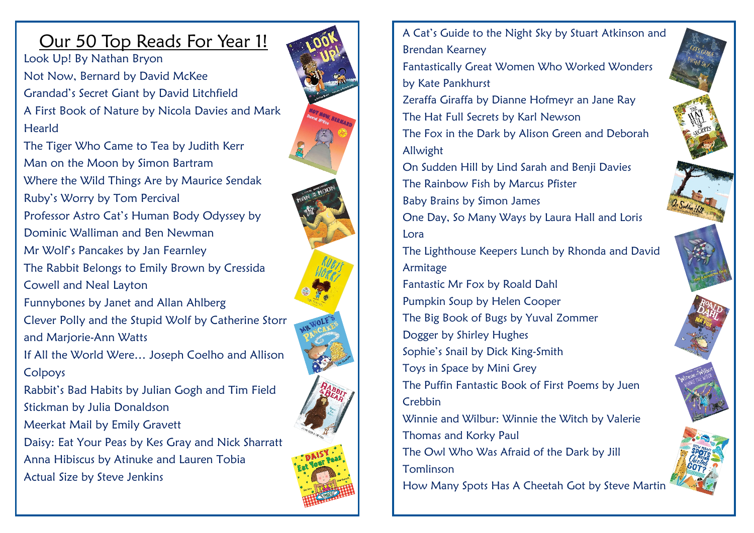# Our 50 Top Reads For Year 1!

Look Up! By Nathan Bryon
Not Now, Bernard by David McKee
Grandad's Secret Giant by David Litchfield
A First Book of Nature by Nicola Davies and Mark Hearld
The Tiger Who Came to Tea by Judith Kerr
Man on the Moon by Simon Bartram
Where the Wild Things Are by Maurice Sendak
Ruby's Worry by Tom Percival
Professor Astro Cat's Human Body Odyssey by Dominic Walliman and Ben Newman
Mr Wolf's Pancakes by Jan Fearnley
The Rabbit Belongs to Emily Brown by Cressida Cowell and Neal Layton
Funnybones by Janet and Allan Ahlberg
Clever Polly and the Stupid Wolf by Catherine Storr and Marjorie-Ann Watts
If All the World Were… Joseph Coelho and Allison Colpoys
Rabbit's Bad Habits by Julian Gogh and Tim Field
Stickman by Julia Donaldson
Meerkat Mail by Emily Gravett
Daisy: Eat Your Peas by Kes Gray and Nick Sharratt
Anna Hibiscus by Atinuke and Lauren Tobia
Actual Size by Steve Jenkins
A Cat's Guide to the Night Sky by Stuart Atkinson and Brendan Kearney
Fantastically Great Women Who Worked Wonders by Kate Pankhurst
Zeraffa Giraffa by Dianne Hofmeyr an Jane Ray
The Hat Full Secrets by Karl Newson
The Fox in the Dark by Alison Green and Deborah Allwight
On Sudden Hill by Lind Sarah and Benji Davies
The Rainbow Fish by Marcus Pfister
Baby Brains by Simon James
One Day, So Many Ways by Laura Hall and Loris Lora
The Lighthouse Keepers Lunch by Rhonda and David Armitage
Fantastic Mr Fox by Roald Dahl
Pumpkin Soup by Helen Cooper
The Big Book of Bugs by Yuval Zommer
Dogger by Shirley Hughes
Sophie's Snail by Dick King-Smith
Toys in Space by Mini Grey
The Puffin Fantastic Book of First Poems by Juen Crebbin
Winnie and Wilbur: Winnie the Witch by Valerie Thomas and Korky Paul
The Owl Who Was Afraid of the Dark by Jill Tomlinson
How Many Spots Has A Cheetah Got by Steve Martin